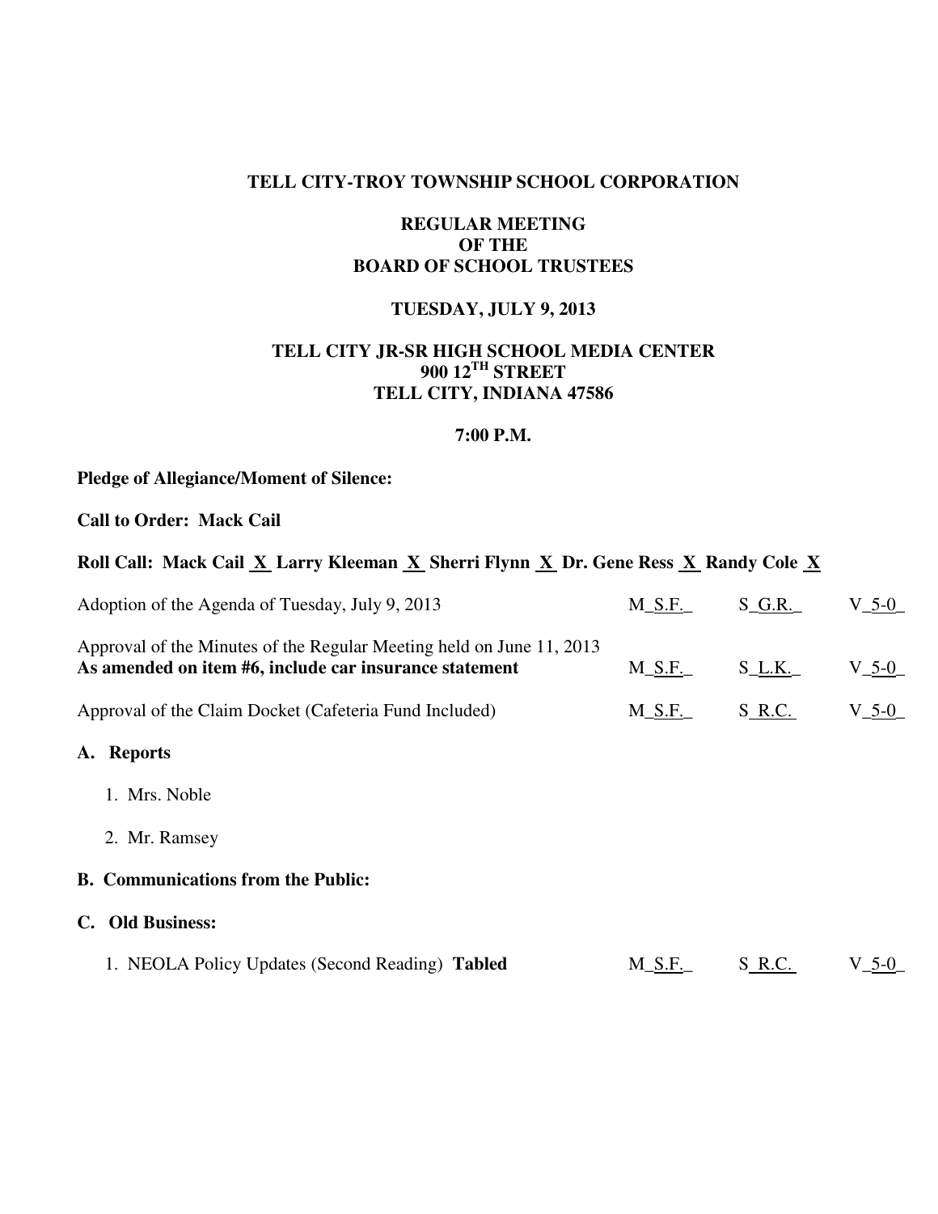**TELL CITY-TROY TOWNSHIP SCHOOL CORPORATION**

**REGULAR MEETING**
**OF THE**
**BOARD OF SCHOOL TRUSTEES**

**TUESDAY, JULY 9, 2013**

**TELL CITY JR-SR HIGH SCHOOL MEDIA CENTER**
**900 12TH STREET**
**TELL CITY, INDIANA 47586**

**7:00 P.M.**

**Pledge of Allegiance/Moment of Silence:**

**Call to Order: Mack Cail**

**Roll Call: Mack Cail _X_ Larry Kleeman _X_ Sherri Flynn _X_ Dr. Gene Ress _X_ Randy Cole _X_**

| | | | |
|---|---|---|---|
| Adoption of the Agenda of Tuesday, July 9, 2013 | M_S.F._ | S_G.R._ | V_5-0_ |
| Approval of the Minutes of the Regular Meeting held on June 11, 2013 **As amended on item #6, include car insurance statement** | M_S.F._ | S_L.K._ | V_5-0_ |
| Approval of the Claim Docket (Cafeteria Fund Included) | M_S.F._ | S_R.C._ | V_5-0_ |

**A. Reports**

1. Mrs. Noble
2. Mr. Ramsey

**B. Communications from the Public:**

**C. Old Business:**

| | | | |
|---|---|---|---|
| 1. NEOLA Policy Updates (Second Reading) **Tabled** | M_S.F._ | S_R.C._ | V_5-0_ |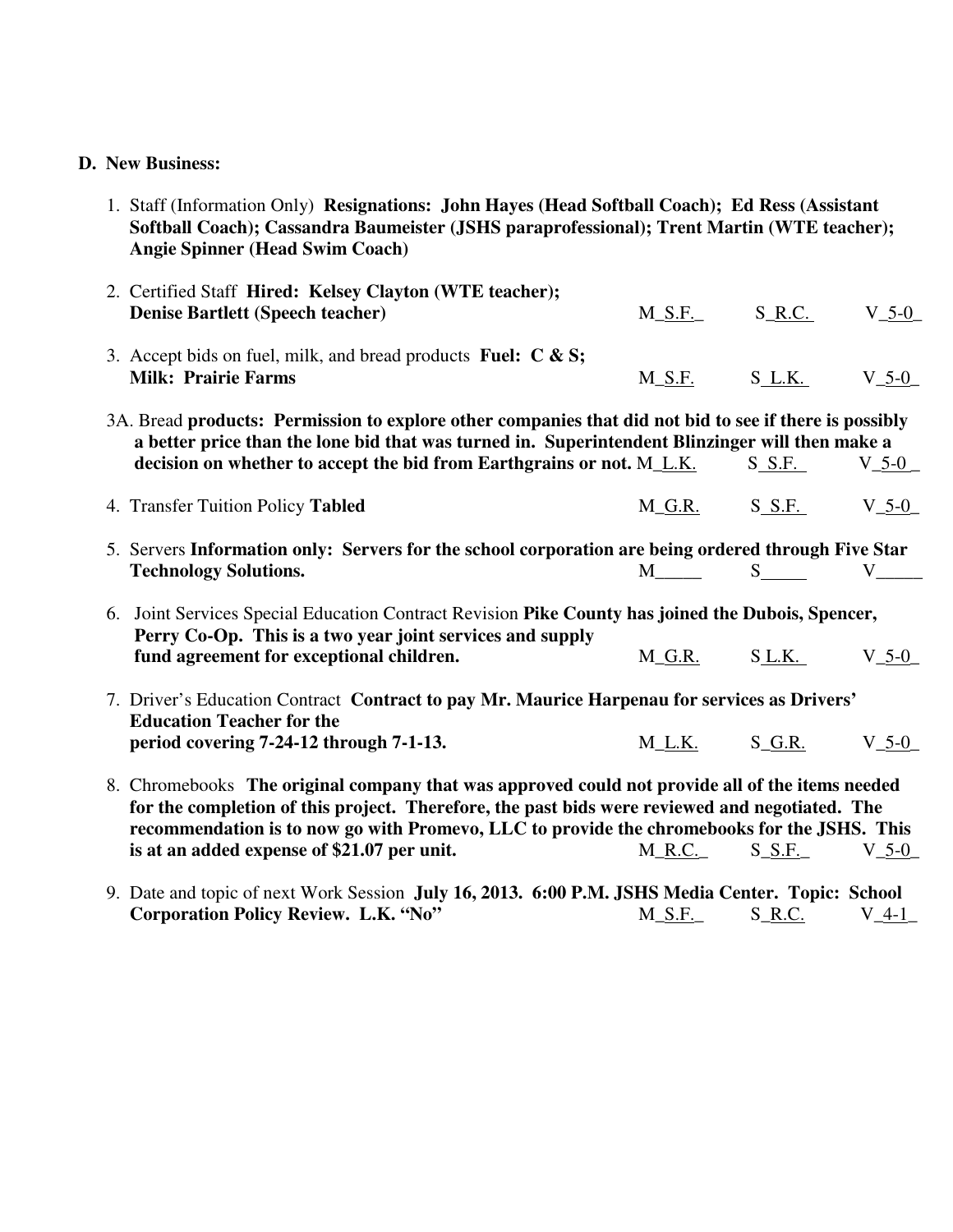**D. New Business:**

1. Staff (Information Only) **Resignations: John Hayes (Head Softball Coach); Ed Ress (Assistant Softball Coach); Cassandra Baumeister (JSHS paraprofessional); Trent Martin (WTE teacher); Angie Spinner (Head Swim Coach)**

2. Certified Staff **Hired: Kelsey Clayton (WTE teacher); Denise Bartlett (Speech teacher)** M_S.F._ S_R.C._ V_5-0_

3. Accept bids on fuel, milk, and bread products **Fuel: C & S; Milk: Prairie Farms** M_S.F. S_L.K._ V_5-0_

3A. Bread **products: Permission to explore other companies that did not bid to see if there is possibly a better price than the lone bid that was turned in. Superintendent Blinzinger will then make a decision on whether to accept the bid from Earthgrains or not.** M_L.K. S_S.F._ V_5-0_

4. Transfer Tuition Policy **Tabled** M_G.R. S_S.F._ V_5-0_

5. Servers **Information only: Servers for the school corporation are being ordered through Five Star Technology Solutions.** M_____ S_____ V_____

6. Joint Services Special Education Contract Revision **Pike County has joined the Dubois, Spencer, Perry Co-Op. This is a two year joint services and supply fund agreement for exceptional children.** M_G.R. S_L.K._ V_5-0_

7. Driver's Education Contract **Contract to pay Mr. Maurice Harpenau for services as Drivers' Education Teacher for the period covering 7-24-12 through 7-1-13.** M_L.K. S_G.R. V_5-0_

8. Chromebooks **The original company that was approved could not provide all of the items needed for the completion of this project. Therefore, the past bids were reviewed and negotiated. The recommendation is to now go with Promevo, LLC to provide the chromebooks for the JSHS. This is at an added expense of $21.07 per unit.** M_R.C._ S_S.F._ V_5-0_

9. Date and topic of next Work Session **July 16, 2013. 6:00 P.M. JSHS Media Center. Topic: School Corporation Policy Review. L.K. "No"** M_S.F._ S_R.C. V_4-1_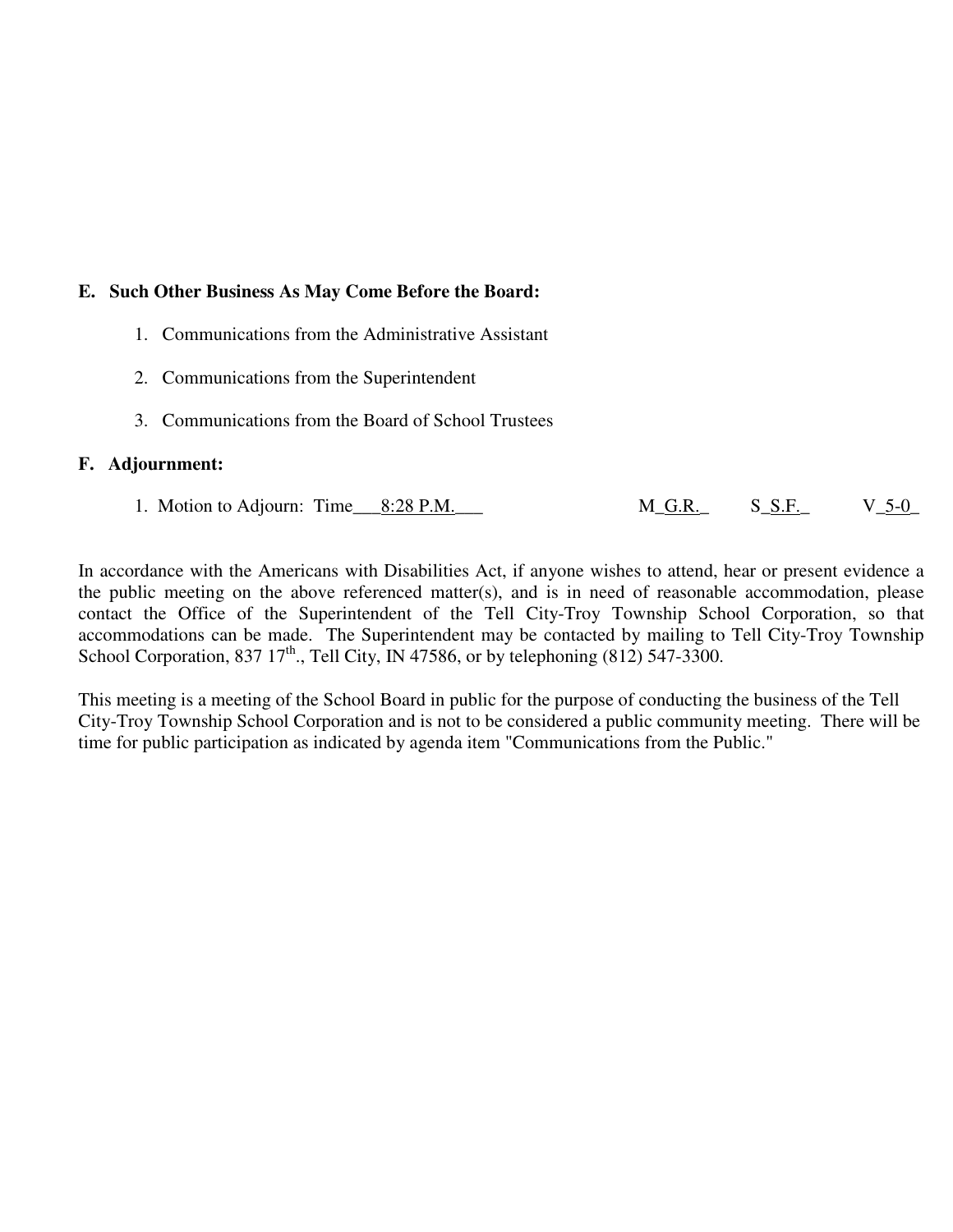**E. Such Other Business As May Come Before the Board:**

1. Communications from the Administrative Assistant
2. Communications from the Superintendent
3. Communications from the Board of School Trustees

**F. Adjournment:**

1. Motion to Adjourn: Time___8:28 P.M.___ M_G.R._ S_S.F._ V_5-0_

In accordance with the Americans with Disabilities Act, if anyone wishes to attend, hear or present evidence a the public meeting on the above referenced matter(s), and is in need of reasonable accommodation, please contact the Office of the Superintendent of the Tell City-Troy Township School Corporation, so that accommodations can be made. The Superintendent may be contacted by mailing to Tell City-Troy Township School Corporation, 837 17th., Tell City, IN 47586, or by telephoning (812) 547-3300.

This meeting is a meeting of the School Board in public for the purpose of conducting the business of the Tell City-Troy Township School Corporation and is not to be considered a public community meeting. There will be time for public participation as indicated by agenda item "Communications from the Public."